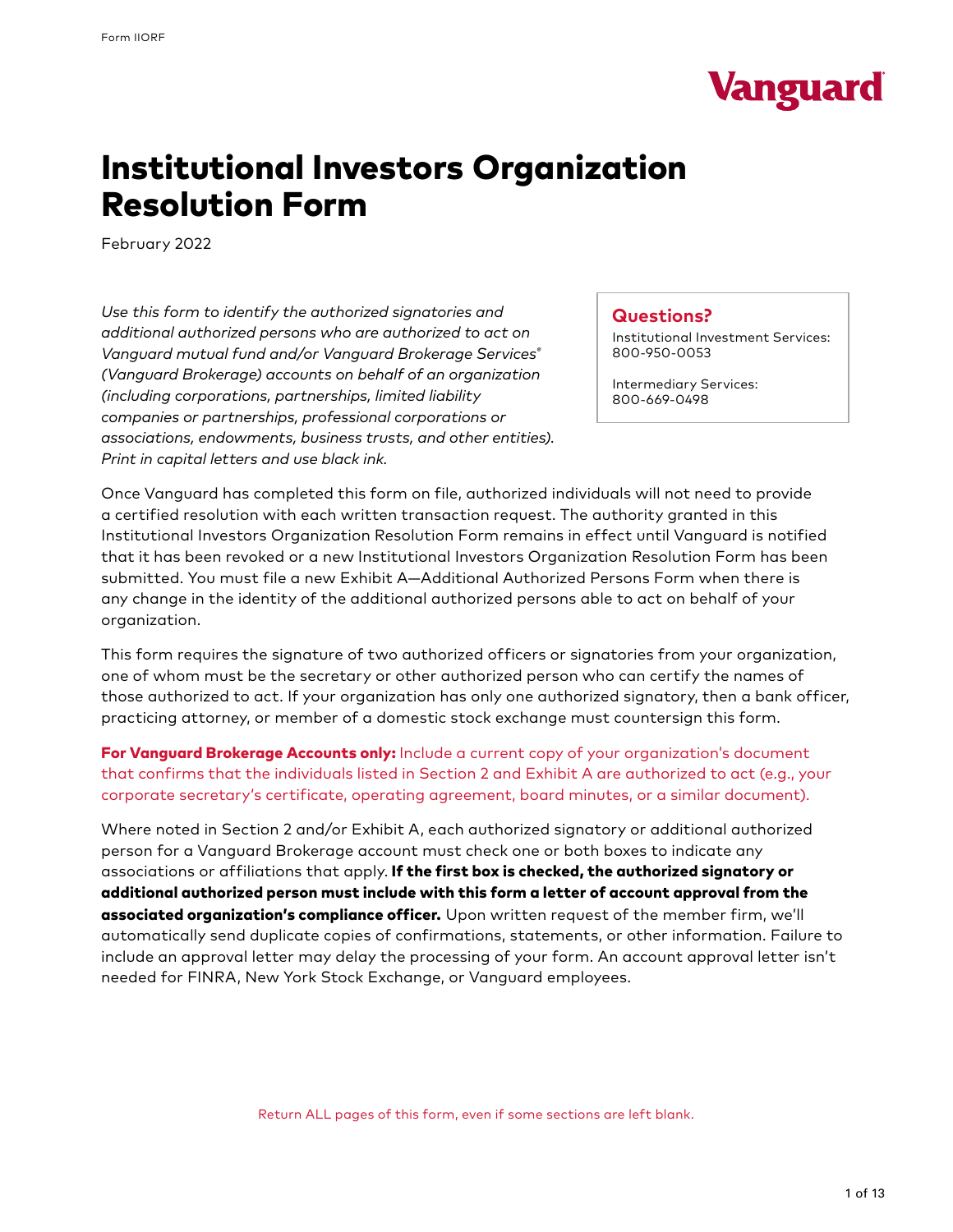Form IIORF

Vanguard

# Institutional Investors Organization Resolution Form

February 2022

*Use this form to identify the authorized signatories and additional authorized persons who are authorized to act on Vanguard mutual fund and/or Vanguard Brokerage Services® (Vanguard Brokerage) accounts on behalf of an organization (including corporations, partnerships, limited liability companies or partnerships, professional corporations or associations, endowments, business trusts, and other entities). Print in capital letters and use black ink.*

**Questions?**

Institutional Investment Services: 800-950-0053

Intermediary Services: 800-669-0498

Once Vanguard has completed this form on file, authorized individuals will not need to provide a certified resolution with each written transaction request. The authority granted in this Institutional Investors Organization Resolution Form remains in effect until Vanguard is notified that it has been revoked or a new Institutional Investors Organization Resolution Form has been submitted. You must file a new Exhibit A—Additional Authorized Persons Form when there is any change in the identity of the additional authorized persons able to act on behalf of your organization.

This form requires the signature of two authorized officers or signatories from your organization, one of whom must be the secretary or other authorized person who can certify the names of those authorized to act. If your organization has only one authorized signatory, then a bank officer, practicing attorney, or member of a domestic stock exchange must countersign this form.

**For Vanguard Brokerage Accounts only:** Include a current copy of your organization's document that confirms that the individuals listed in Section 2 and Exhibit A are authorized to act (e.g., your corporate secretary's certificate, operating agreement, board minutes, or a similar document).

Where noted in Section 2 and/or Exhibit A, each authorized signatory or additional authorized person for a Vanguard Brokerage account must check one or both boxes to indicate any associations or affiliations that apply. **If the first box is checked, the authorized signatory or additional authorized person must include with this form a letter of account approval from the associated organization's compliance officer.** Upon written request of the member firm, we'll automatically send duplicate copies of confirmations, statements, or other information. Failure to include an approval letter may delay the processing of your form. An account approval letter isn't needed for FINRA, New York Stock Exchange, or Vanguard employees.

Return ALL pages of this form, even if some sections are left blank.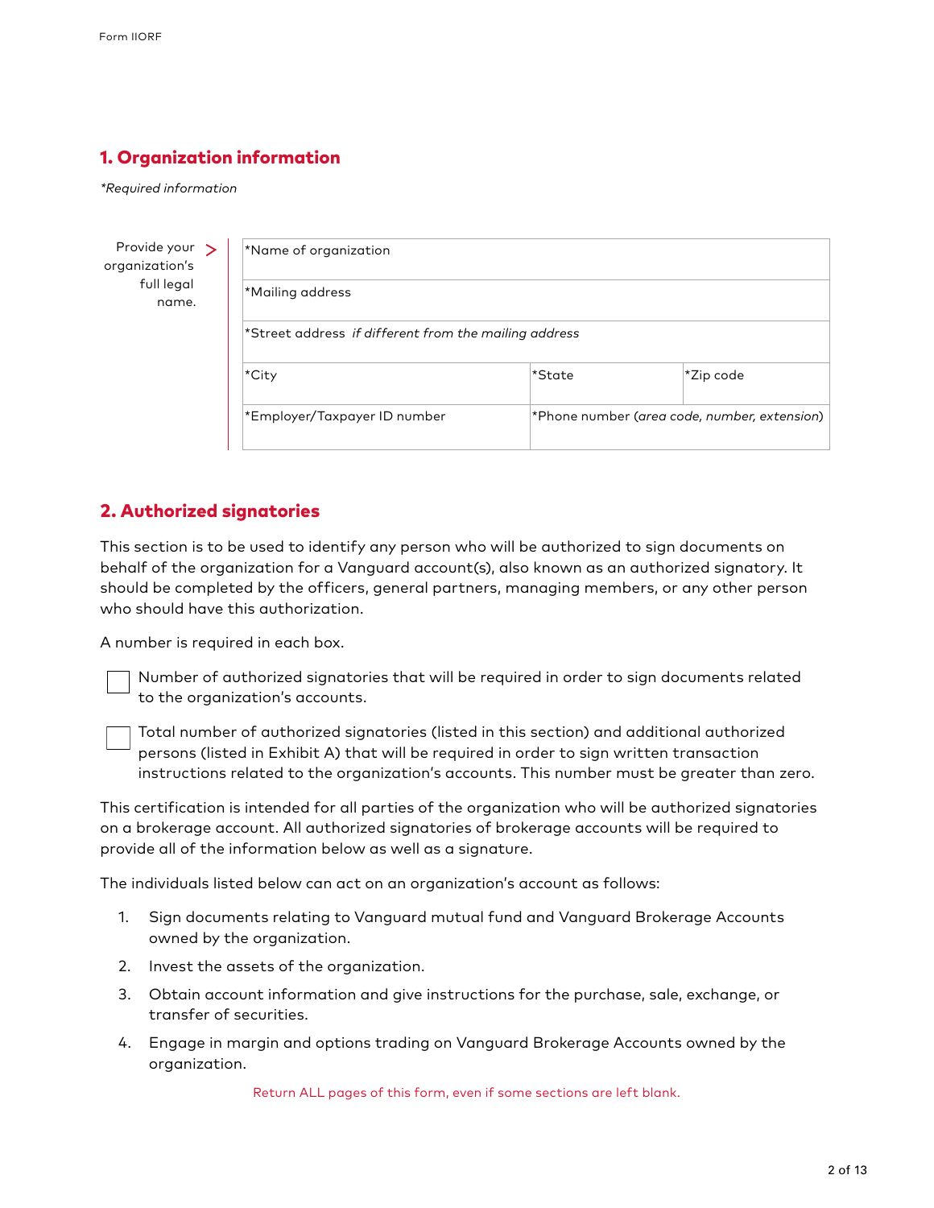## 1. Organization information

*\*Required information*

Provide your organization's full legal name.

| *Name of organization | | |
|---|---|---|
| *Mailing address | | |
| *Street address *if different from the mailing address* | | |
| *City | *State | *Zip code |
| *Employer/Taxpayer ID number | *Phone number (*area code, number, extension*) | |

## 2. Authorized signatories

This section is to be used to identify any person who will be authorized to sign documents on behalf of the organization for a Vanguard account(s), also known as an authorized signatory. It should be completed by the officers, general partners, managing members, or any other person who should have this authorization.

A number is required in each box.

☐ Number of authorized signatories that will be required in order to sign documents related to the organization's accounts.

☐ Total number of authorized signatories (listed in this section) and additional authorized persons (listed in Exhibit A) that will be required in order to sign written transaction instructions related to the organization's accounts. This number must be greater than zero.

This certification is intended for all parties of the organization who will be authorized signatories on a brokerage account. All authorized signatories of brokerage accounts will be required to provide all of the information below as well as a signature.

The individuals listed below can act on an organization's account as follows:

1. Sign documents relating to Vanguard mutual fund and Vanguard Brokerage Accounts owned by the organization.
2. Invest the assets of the organization.
3. Obtain account information and give instructions for the purchase, sale, exchange, or transfer of securities.
4. Engage in margin and options trading on Vanguard Brokerage Accounts owned by the organization.

Return ALL pages of this form, even if some sections are left blank.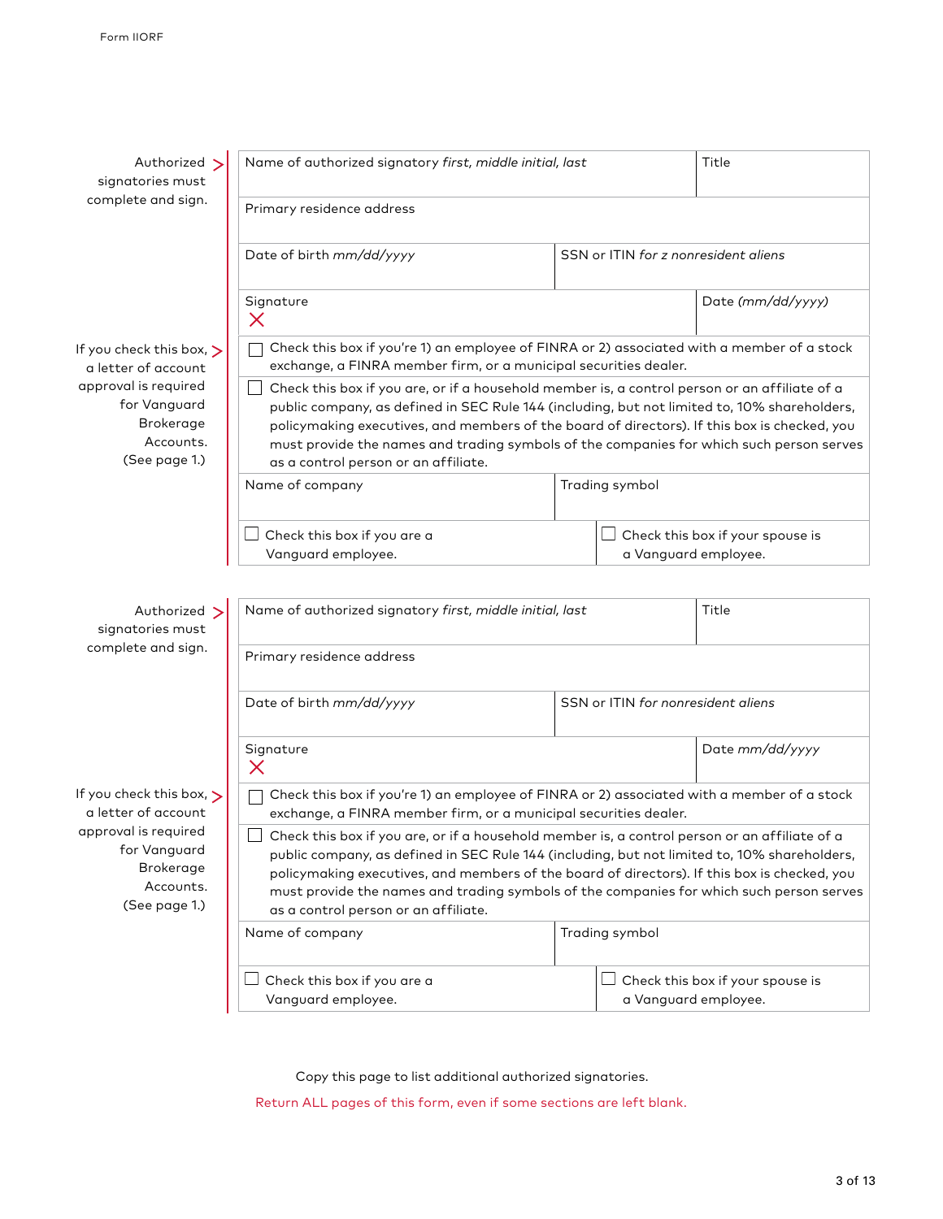Authorized signatories must complete and sign.

| Name of authorized signatory *first, middle initial, last* | | Title |
|---|---|---|
| Primary residence address | | |
| Date of birth *mm/dd/yyyy* | SSN or ITIN *for z nonresident aliens* | |
| Signature ✕ | | Date *(mm/dd/yyyy)* |

If you check this box, a letter of account approval is required for Vanguard Brokerage Accounts. (See page 1.)

☐ Check this box if you're 1) an employee of FINRA or 2) associated with a member of a stock exchange, a FINRA member firm, or a municipal securities dealer.

☐ Check this box if you are, or if a household member is, a control person or an affiliate of a public company, as defined in SEC Rule 144 (including, but not limited to, 10% shareholders, policymaking executives, and members of the board of directors). If this box is checked, you must provide the names and trading symbols of the companies for which such person serves as a control person or an affiliate.

| Name of company | Trading symbol |
|---|---|
| | |

☐ Check this box if you are a Vanguard employee.

☐ Check this box if your spouse is a Vanguard employee.

Authorized signatories must complete and sign.

| Name of authorized signatory *first, middle initial, last* | | Title |
|---|---|---|
| Primary residence address | | |
| Date of birth *mm/dd/yyyy* | SSN or ITIN *for nonresident aliens* | |
| Signature ✕ | | Date *mm/dd/yyyy* |

If you check this box, a letter of account approval is required for Vanguard Brokerage Accounts. (See page 1.)

☐ Check this box if you're 1) an employee of FINRA or 2) associated with a member of a stock exchange, a FINRA member firm, or a municipal securities dealer.

☐ Check this box if you are, or if a household member is, a control person or an affiliate of a public company, as defined in SEC Rule 144 (including, but not limited to, 10% shareholders, policymaking executives, and members of the board of directors). If this box is checked, you must provide the names and trading symbols of the companies for which such person serves as a control person or an affiliate.

| Name of company | Trading symbol |
|---|---|
| | |

☐ Check this box if you are a Vanguard employee.

☐ Check this box if your spouse is a Vanguard employee.

Copy this page to list additional authorized signatories.

Return ALL pages of this form, even if some sections are left blank.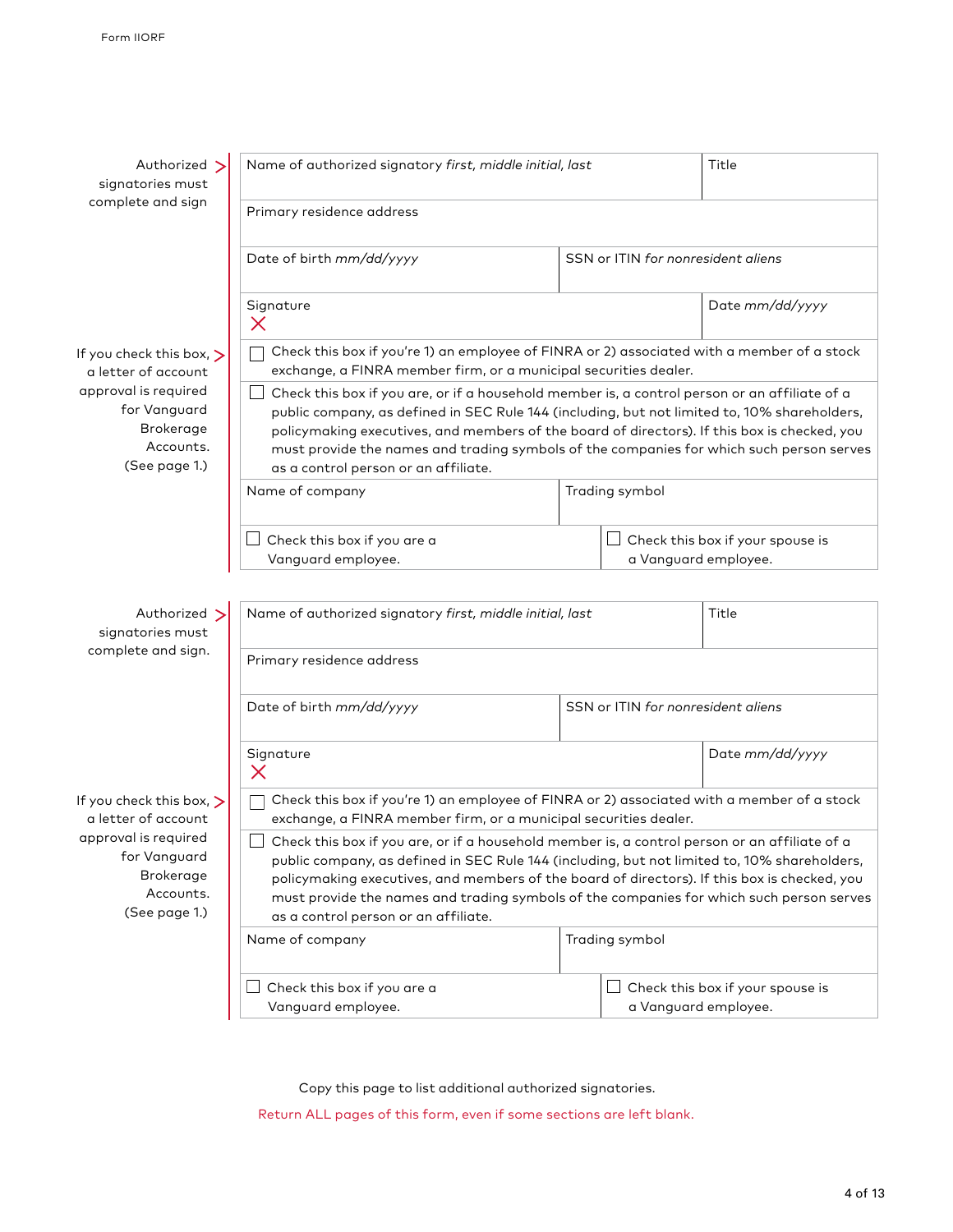Authorized signatories must complete and sign

| Name of authorized signatory *first, middle initial, last* | | Title |
|---|---|---|
| Primary residence address | | |
| Date of birth *mm/dd/yyyy* | SSN or ITIN *for nonresident aliens* | |
| Signature ✗ | | Date *mm/dd/yyyy* |

If you check this box, a letter of account approval is required for Vanguard Brokerage Accounts. (See page 1.)

☐ Check this box if you're 1) an employee of FINRA or 2) associated with a member of a stock exchange, a FINRA member firm, or a municipal securities dealer.

☐ Check this box if you are, or if a household member is, a control person or an affiliate of a public company, as defined in SEC Rule 144 (including, but not limited to, 10% shareholders, policymaking executives, and members of the board of directors). If this box is checked, you must provide the names and trading symbols of the companies for which such person serves as a control person or an affiliate.

| Name of company | Trading symbol |
|---|---|
| | |

☐ Check this box if you are a Vanguard employee.

☐ Check this box if your spouse is a Vanguard employee.

Authorized signatories must complete and sign.

| Name of authorized signatory *first, middle initial, last* | | Title |
|---|---|---|
| Primary residence address | | |
| Date of birth *mm/dd/yyyy* | SSN or ITIN *for nonresident aliens* | |
| Signature ✗ | | Date *mm/dd/yyyy* |

If you check this box, a letter of account approval is required for Vanguard Brokerage Accounts. (See page 1.)

☐ Check this box if you're 1) an employee of FINRA or 2) associated with a member of a stock exchange, a FINRA member firm, or a municipal securities dealer.

☐ Check this box if you are, or if a household member is, a control person or an affiliate of a public company, as defined in SEC Rule 144 (including, but not limited to, 10% shareholders, policymaking executives, and members of the board of directors). If this box is checked, you must provide the names and trading symbols of the companies for which such person serves as a control person or an affiliate.

| Name of company | Trading symbol |
|---|---|
| | |

☐ Check this box if you are a Vanguard employee.

☐ Check this box if your spouse is a Vanguard employee.

Copy this page to list additional authorized signatories.

Return ALL pages of this form, even if some sections are left blank.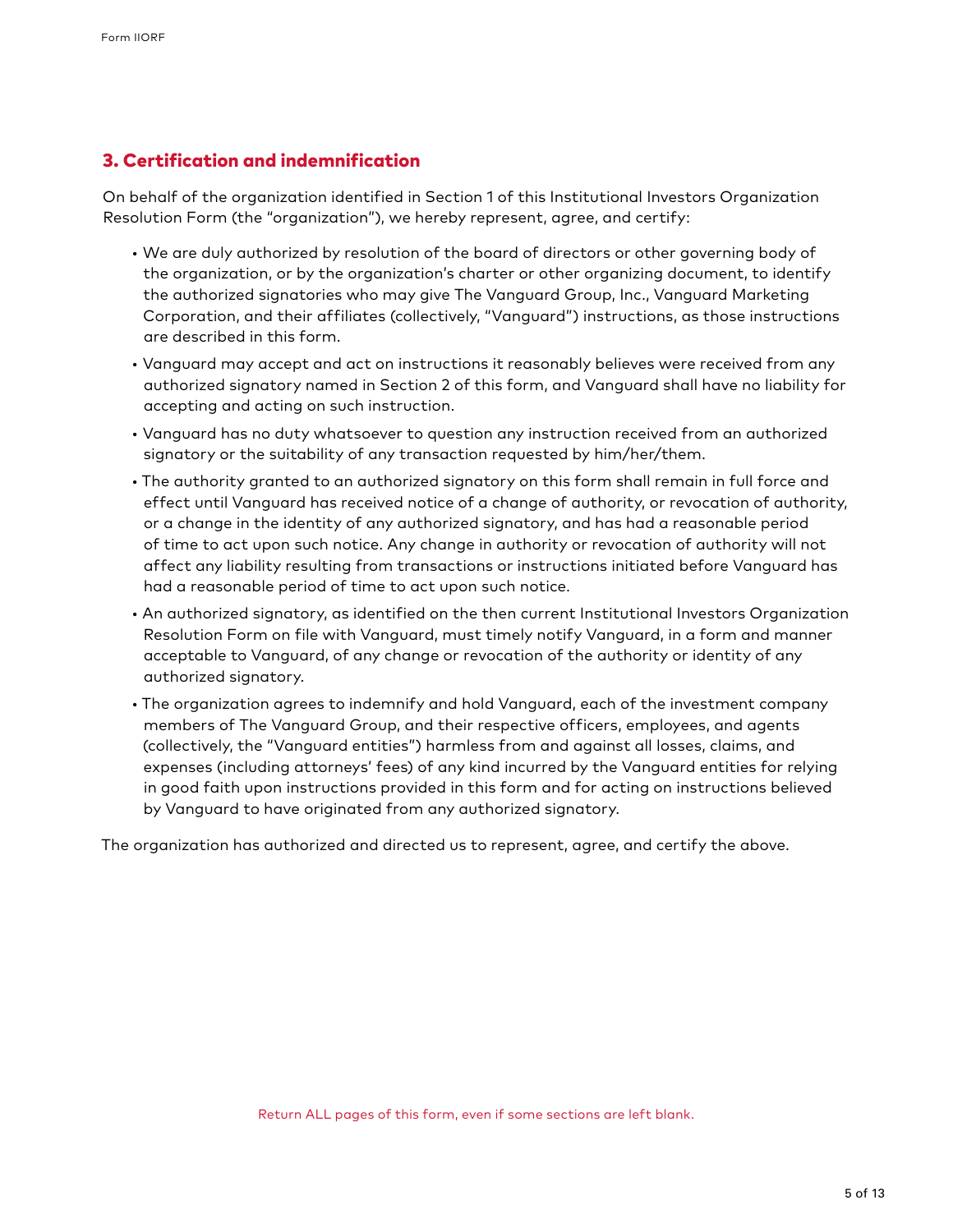## 3. Certification and indemnification

On behalf of the organization identified in Section 1 of this Institutional Investors Organization Resolution Form (the "organization"), we hereby represent, agree, and certify:

- We are duly authorized by resolution of the board of directors or other governing body of the organization, or by the organization's charter or other organizing document, to identify the authorized signatories who may give The Vanguard Group, Inc., Vanguard Marketing Corporation, and their affiliates (collectively, "Vanguard") instructions, as those instructions are described in this form.
- Vanguard may accept and act on instructions it reasonably believes were received from any authorized signatory named in Section 2 of this form, and Vanguard shall have no liability for accepting and acting on such instruction.
- Vanguard has no duty whatsoever to question any instruction received from an authorized signatory or the suitability of any transaction requested by him/her/them.
- The authority granted to an authorized signatory on this form shall remain in full force and effect until Vanguard has received notice of a change of authority, or revocation of authority, or a change in the identity of any authorized signatory, and has had a reasonable period of time to act upon such notice. Any change in authority or revocation of authority will not affect any liability resulting from transactions or instructions initiated before Vanguard has had a reasonable period of time to act upon such notice.
- An authorized signatory, as identified on the then current Institutional Investors Organization Resolution Form on file with Vanguard, must timely notify Vanguard, in a form and manner acceptable to Vanguard, of any change or revocation of the authority or identity of any authorized signatory.
- The organization agrees to indemnify and hold Vanguard, each of the investment company members of The Vanguard Group, and their respective officers, employees, and agents (collectively, the "Vanguard entities") harmless from and against all losses, claims, and expenses (including attorneys' fees) of any kind incurred by the Vanguard entities for relying in good faith upon instructions provided in this form and for acting on instructions believed by Vanguard to have originated from any authorized signatory.

The organization has authorized and directed us to represent, agree, and certify the above.

Return ALL pages of this form, even if some sections are left blank.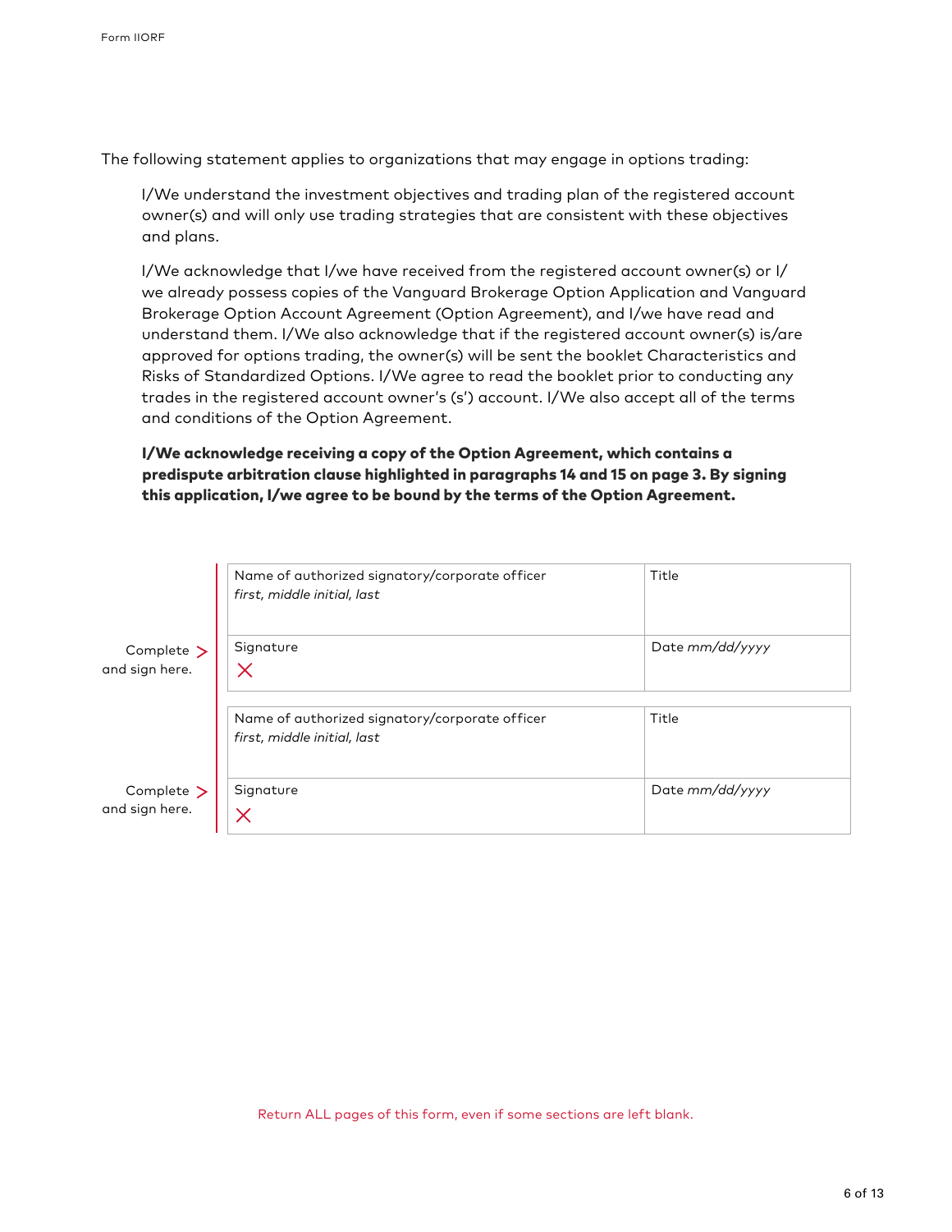The following statement applies to organizations that may engage in options trading:

> I/We understand the investment objectives and trading plan of the registered account owner(s) and will only use trading strategies that are consistent with these objectives and plans.
>
> I/We acknowledge that I/we have received from the registered account owner(s) or I/we already possess copies of the Vanguard Brokerage Option Application and Vanguard Brokerage Option Account Agreement (Option Agreement), and I/we have read and understand them. I/We also acknowledge that if the registered account owner(s) is/are approved for options trading, the owner(s) will be sent the booklet Characteristics and Risks of Standardized Options. I/We agree to read the booklet prior to conducting any trades in the registered account owner's (s') account. I/We also accept all of the terms and conditions of the Option Agreement.
>
> **I/We acknowledge receiving a copy of the Option Agreement, which contains a predispute arbitration clause highlighted in paragraphs 14 and 15 on page 3. By signing this application, I/we agree to be bound by the terms of the Option Agreement.**

Complete and sign here.

| Name of authorized signatory/corporate officer *first, middle initial, last* | Title |
|---|---|
| Signature<br>X | Date *mm/dd/yyyy* |

Complete and sign here.

| Name of authorized signatory/corporate officer *first, middle initial, last* | Title |
|---|---|
| Signature<br>X | Date *mm/dd/yyyy* |

Return ALL pages of this form, even if some sections are left blank.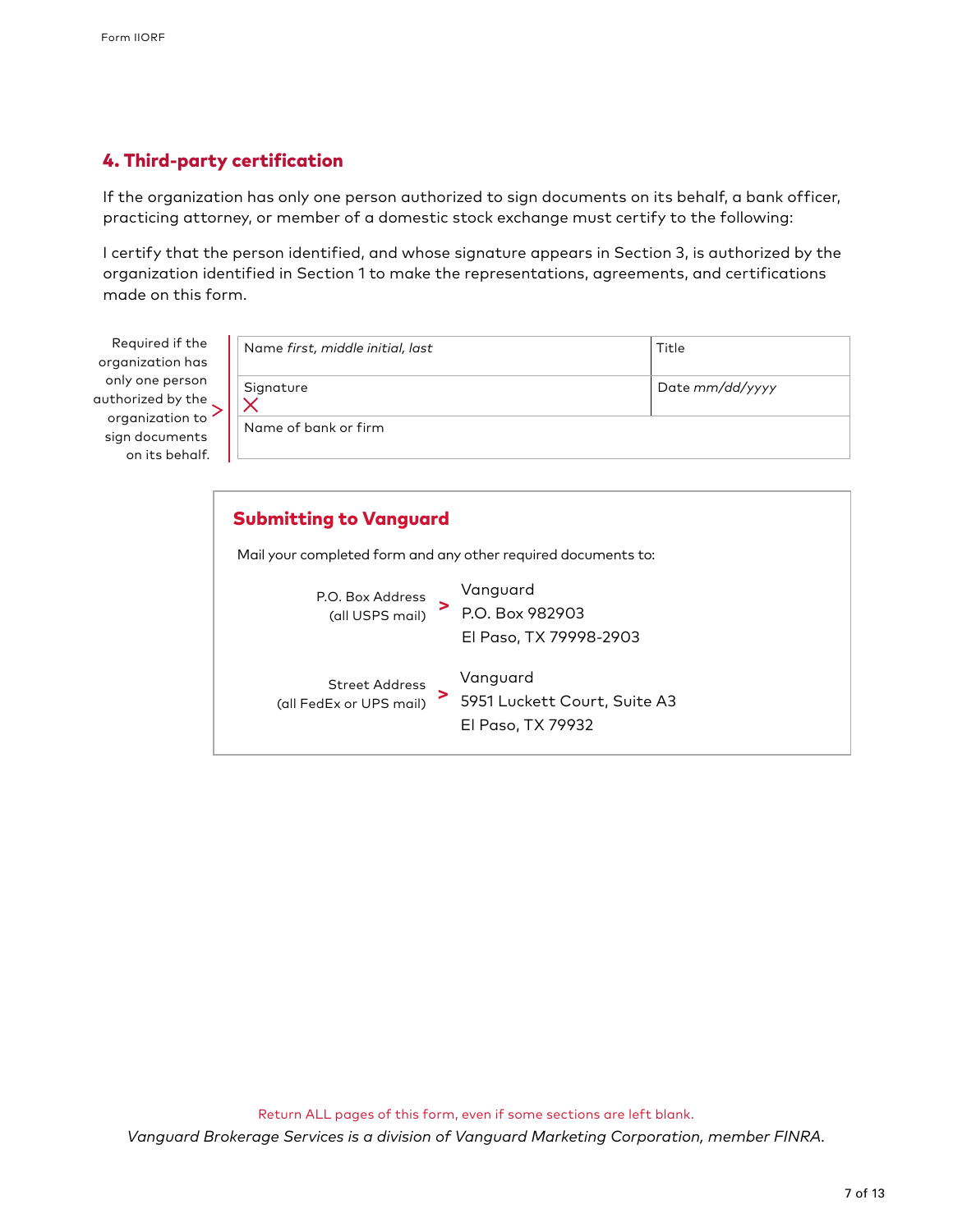## 4. Third-party certification

If the organization has only one person authorized to sign documents on its behalf, a bank officer, practicing attorney, or member of a domestic stock exchange must certify to the following:

I certify that the person identified, and whose signature appears in Section 3, is authorized by the organization identified in Section 1 to make the representations, agreements, and certifications made on this form.

Required if the organization has only one person authorized by the organization to sign documents on its behalf.

| Name *first, middle initial, last* | Title |
|---|---|
| Signature ✕ | Date *mm/dd/yyyy* |
| Name of bank or firm | |

### Submitting to Vanguard

Mail your completed form and any other required documents to:

P.O. Box Address (all USPS mail) >
Vanguard
P.O. Box 982903
El Paso, TX 79998-2903

Street Address (all FedEx or UPS mail) >
Vanguard
5951 Luckett Court, Suite A3
El Paso, TX 79932

Return ALL pages of this form, even if some sections are left blank.

*Vanguard Brokerage Services is a division of Vanguard Marketing Corporation, member FINRA.*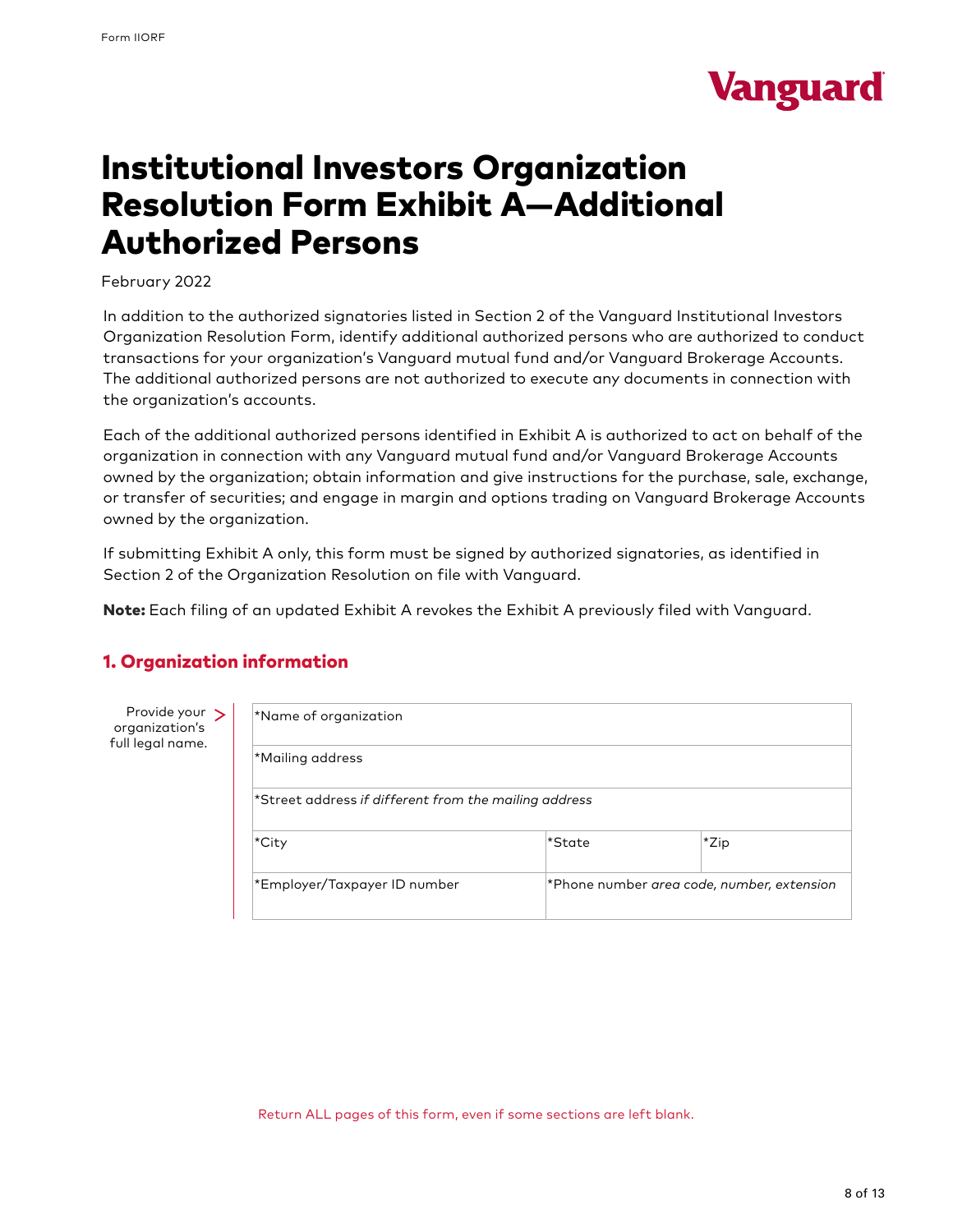# Institutional Investors Organization Resolution Form Exhibit A—Additional Authorized Persons

February 2022

In addition to the authorized signatories listed in Section 2 of the Vanguard Institutional Investors Organization Resolution Form, identify additional authorized persons who are authorized to conduct transactions for your organization's Vanguard mutual fund and/or Vanguard Brokerage Accounts. The additional authorized persons are not authorized to execute any documents in connection with the organization's accounts.

Each of the additional authorized persons identified in Exhibit A is authorized to act on behalf of the organization in connection with any Vanguard mutual fund and/or Vanguard Brokerage Accounts owned by the organization; obtain information and give instructions for the purchase, sale, exchange, or transfer of securities; and engage in margin and options trading on Vanguard Brokerage Accounts owned by the organization.

If submitting Exhibit A only, this form must be signed by authorized signatories, as identified in Section 2 of the Organization Resolution on file with Vanguard.

**Note:** Each filing of an updated Exhibit A revokes the Exhibit A previously filed with Vanguard.

## 1. Organization information

Provide your organization's full legal name.

| | | |
|---|---|---|
| *Name of organization | | |
| *Mailing address | | |
| *Street address *if different from the mailing address* | | |
| *City | *State | *Zip |
| *Employer/Taxpayer ID number | *Phone number *area code, number, extension* | |

Return ALL pages of this form, even if some sections are left blank.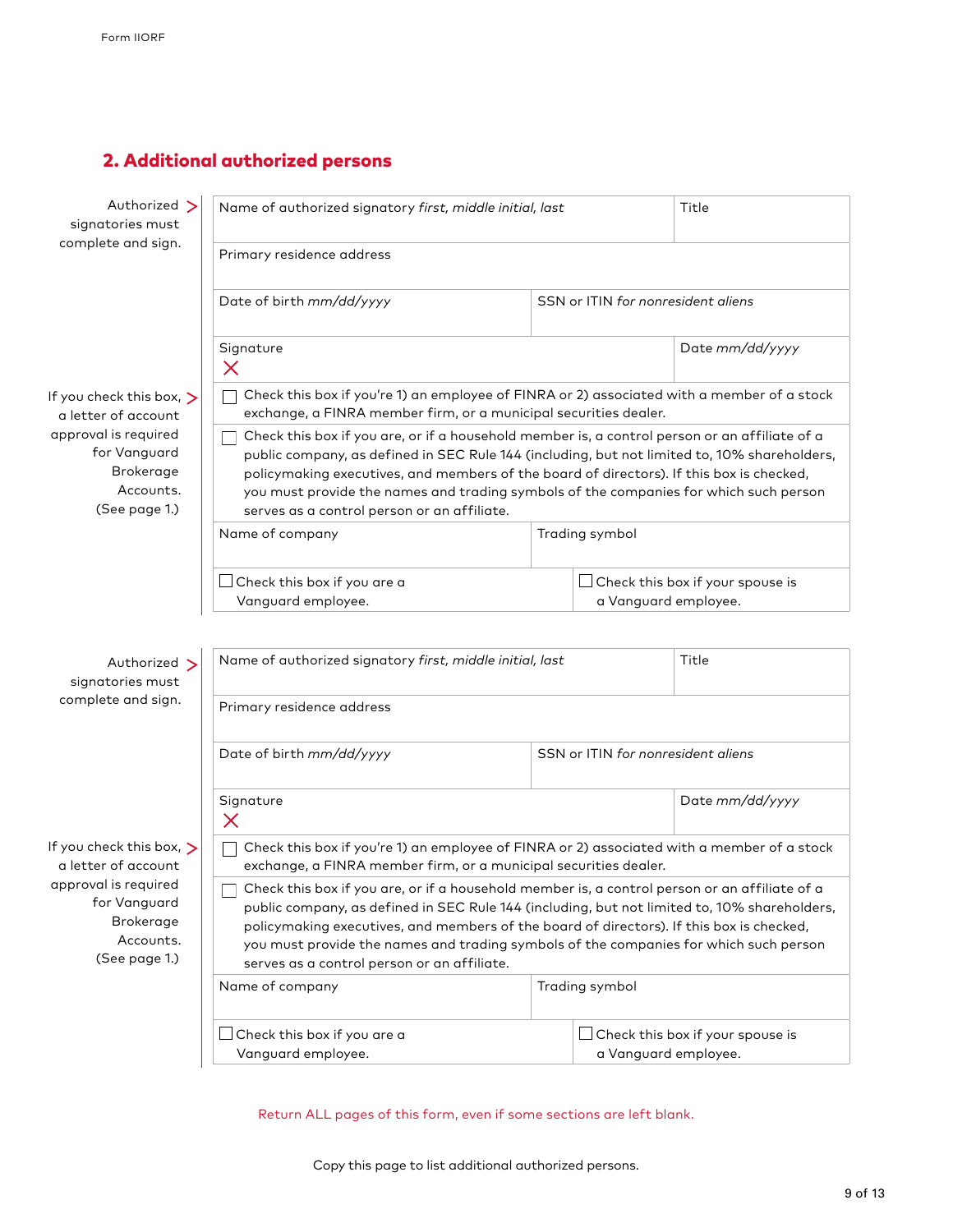## 2. Additional authorized persons

Authorized signatories must complete and sign.

| Name of authorized signatory *first, middle initial, last* | Title |
|---|---|
| Primary residence address | |
| Date of birth *mm/dd/yyyy* | SSN or ITIN *for nonresident aliens* |
| Signature ✕ | Date *mm/dd/yyyy* |

If you check this box, a letter of account approval is required for Vanguard Brokerage Accounts. (See page 1.)

- ☐ Check this box if you're 1) an employee of FINRA or 2) associated with a member of a stock exchange, a FINRA member firm, or a municipal securities dealer.
- ☐ Check this box if you are, or if a household member is, a control person or an affiliate of a public company, as defined in SEC Rule 144 (including, but not limited to, 10% shareholders, policymaking executives, and members of the board of directors). If this box is checked, you must provide the names and trading symbols of the companies for which such person serves as a control person or an affiliate.

| Name of company | Trading symbol |
|---|---|
| ☐ Check this box if you are a Vanguard employee. | ☐ Check this box if your spouse is a Vanguard employee. |

Authorized signatories must complete and sign.

| Name of authorized signatory *first, middle initial, last* | Title |
|---|---|
| Primary residence address | |
| Date of birth *mm/dd/yyyy* | SSN or ITIN *for nonresident aliens* |
| Signature ✕ | Date *mm/dd/yyyy* |

If you check this box, a letter of account approval is required for Vanguard Brokerage Accounts. (See page 1.)

- ☐ Check this box if you're 1) an employee of FINRA or 2) associated with a member of a stock exchange, a FINRA member firm, or a municipal securities dealer.
- ☐ Check this box if you are, or if a household member is, a control person or an affiliate of a public company, as defined in SEC Rule 144 (including, but not limited to, 10% shareholders, policymaking executives, and members of the board of directors). If this box is checked, you must provide the names and trading symbols of the companies for which such person serves as a control person or an affiliate.

| Name of company | Trading symbol |
|---|---|
| ☐ Check this box if you are a Vanguard employee. | ☐ Check this box if your spouse is a Vanguard employee. |

Return ALL pages of this form, even if some sections are left blank.

Copy this page to list additional authorized persons.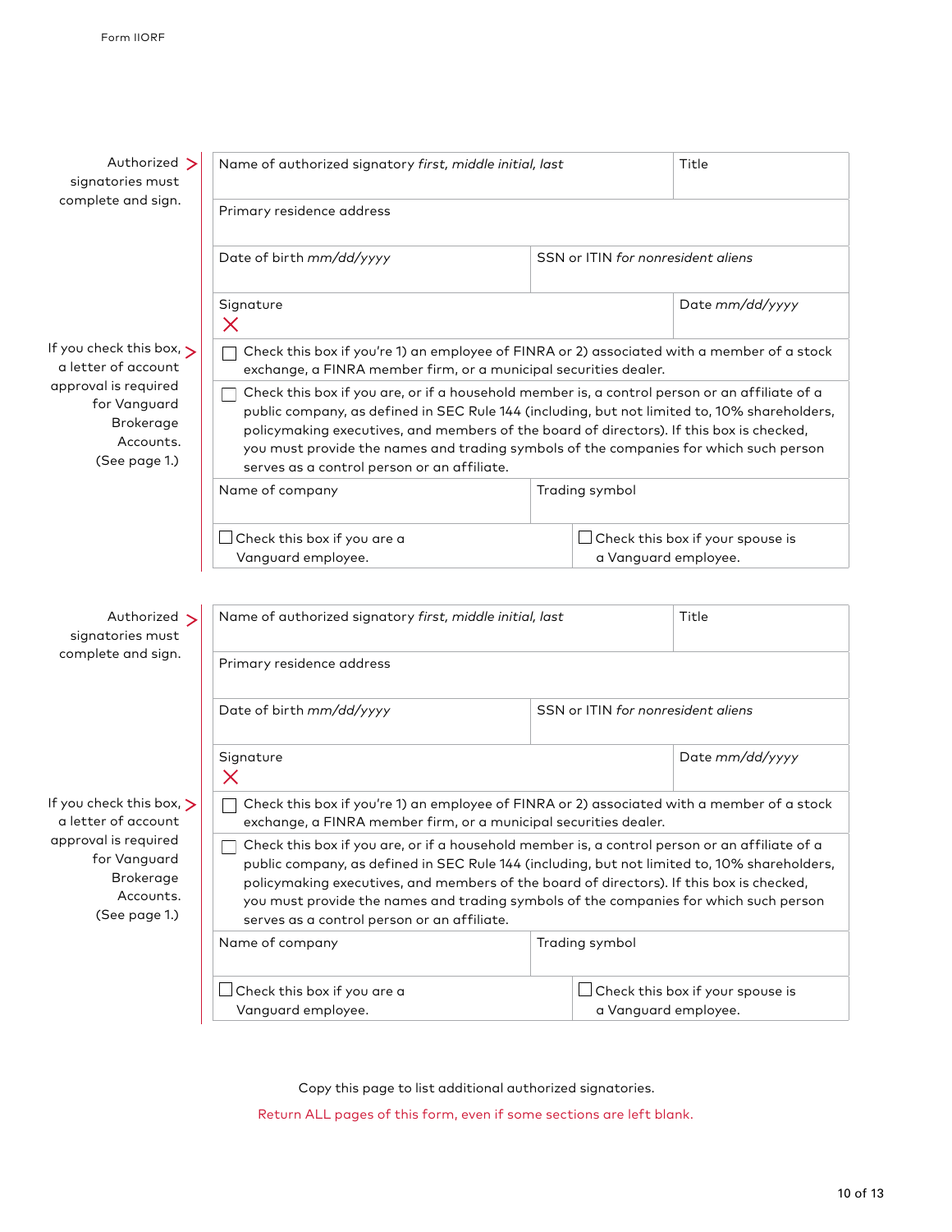Authorized signatories must complete and sign.

| Name of authorized signatory *first, middle initial, last* | | Title |
|---|---|---|
| Primary residence address | | |
| Date of birth *mm/dd/yyyy* | SSN or ITIN *for nonresident aliens* | |
| Signature ✕ | | Date *mm/dd/yyyy* |

If you check this box, a letter of account approval is required for Vanguard Brokerage Accounts. (See page 1.)

☐ Check this box if you're 1) an employee of FINRA or 2) associated with a member of a stock exchange, a FINRA member firm, or a municipal securities dealer.

☐ Check this box if you are, or if a household member is, a control person or an affiliate of a public company, as defined in SEC Rule 144 (including, but not limited to, 10% shareholders, policymaking executives, and members of the board of directors). If this box is checked, you must provide the names and trading symbols of the companies for which such person serves as a control person or an affiliate.

| Name of company | Trading symbol |
|---|---|
| | |

☐ Check this box if you are a Vanguard employee.

☐ Check this box if your spouse is a Vanguard employee.

Authorized signatories must complete and sign.

| Name of authorized signatory *first, middle initial, last* | | Title |
|---|---|---|
| Primary residence address | | |
| Date of birth *mm/dd/yyyy* | SSN or ITIN *for nonresident aliens* | |
| Signature ✕ | | Date *mm/dd/yyyy* |

If you check this box, a letter of account approval is required for Vanguard Brokerage Accounts. (See page 1.)

☐ Check this box if you're 1) an employee of FINRA or 2) associated with a member of a stock exchange, a FINRA member firm, or a municipal securities dealer.

☐ Check this box if you are, or if a household member is, a control person or an affiliate of a public company, as defined in SEC Rule 144 (including, but not limited to, 10% shareholders, policymaking executives, and members of the board of directors). If this box is checked, you must provide the names and trading symbols of the companies for which such person serves as a control person or an affiliate.

| Name of company | Trading symbol |
|---|---|
| | |

☐ Check this box if you are a Vanguard employee.

☐ Check this box if your spouse is a Vanguard employee.

Copy this page to list additional authorized signatories.

Return ALL pages of this form, even if some sections are left blank.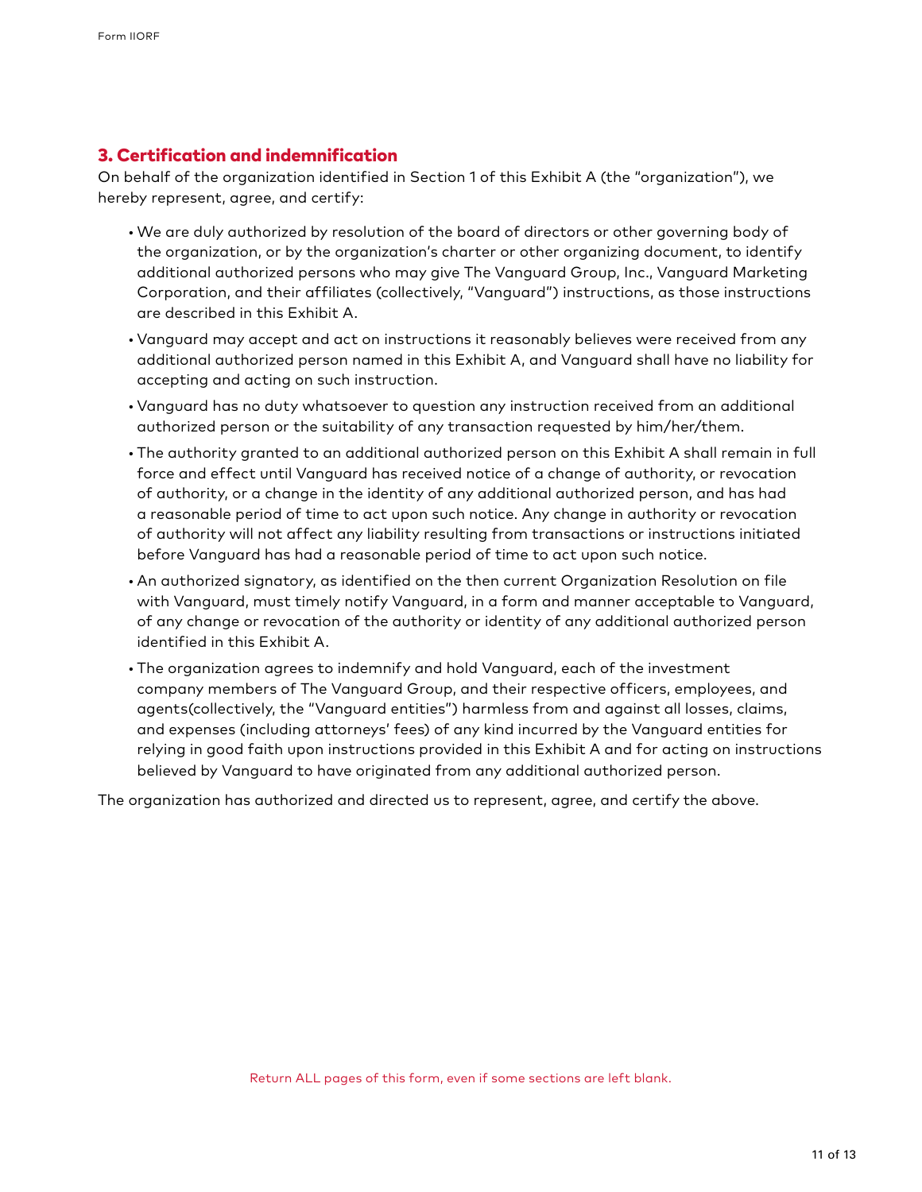## 3. Certification and indemnification

On behalf of the organization identified in Section 1 of this Exhibit A (the "organization"), we hereby represent, agree, and certify:

- We are duly authorized by resolution of the board of directors or other governing body of the organization, or by the organization's charter or other organizing document, to identify additional authorized persons who may give The Vanguard Group, Inc., Vanguard Marketing Corporation, and their affiliates (collectively, "Vanguard") instructions, as those instructions are described in this Exhibit A.
- Vanguard may accept and act on instructions it reasonably believes were received from any additional authorized person named in this Exhibit A, and Vanguard shall have no liability for accepting and acting on such instruction.
- Vanguard has no duty whatsoever to question any instruction received from an additional authorized person or the suitability of any transaction requested by him/her/them.
- The authority granted to an additional authorized person on this Exhibit A shall remain in full force and effect until Vanguard has received notice of a change of authority, or revocation of authority, or a change in the identity of any additional authorized person, and has had a reasonable period of time to act upon such notice. Any change in authority or revocation of authority will not affect any liability resulting from transactions or instructions initiated before Vanguard has had a reasonable period of time to act upon such notice.
- An authorized signatory, as identified on the then current Organization Resolution on file with Vanguard, must timely notify Vanguard, in a form and manner acceptable to Vanguard, of any change or revocation of the authority or identity of any additional authorized person identified in this Exhibit A.
- The organization agrees to indemnify and hold Vanguard, each of the investment company members of The Vanguard Group, and their respective officers, employees, and agents(collectively, the "Vanguard entities") harmless from and against all losses, claims, and expenses (including attorneys' fees) of any kind incurred by the Vanguard entities for relying in good faith upon instructions provided in this Exhibit A and for acting on instructions believed by Vanguard to have originated from any additional authorized person.

The organization has authorized and directed us to represent, agree, and certify the above.

Return ALL pages of this form, even if some sections are left blank.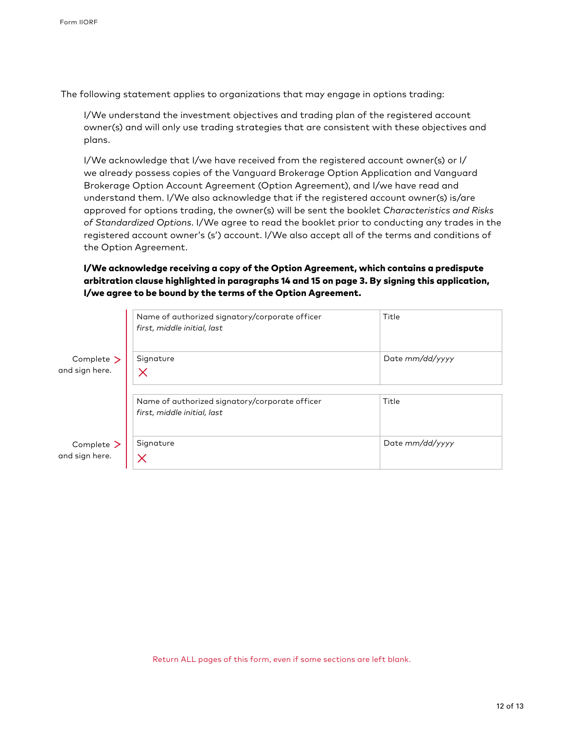The following statement applies to organizations that may engage in options trading:

I/We understand the investment objectives and trading plan of the registered account owner(s) and will only use trading strategies that are consistent with these objectives and plans.

I/We acknowledge that I/we have received from the registered account owner(s) or I/we already possess copies of the Vanguard Brokerage Option Application and Vanguard Brokerage Option Account Agreement (Option Agreement), and I/we have read and understand them. I/We also acknowledge that if the registered account owner(s) is/are approved for options trading, the owner(s) will be sent the booklet *Characteristics and Risks of Standardized Options*. I/We agree to read the booklet prior to conducting any trades in the registered account owner's (s') account. I/We also accept all of the terms and conditions of the Option Agreement.

**I/We acknowledge receiving a copy of the Option Agreement, which contains a predispute arbitration clause highlighted in paragraphs 14 and 15 on page 3. By signing this application, I/we agree to be bound by the terms of the Option Agreement.**

Complete and sign here.

| Name of authorized signatory/corporate officer *first, middle initial, last* | Title |
|---|---|
| Signature ✕ | Date *mm/dd/yyyy* |

Complete and sign here.

| Name of authorized signatory/corporate officer *first, middle initial, last* | Title |
|---|---|
| Signature ✕ | Date *mm/dd/yyyy* |

Return ALL pages of this form, even if some sections are left blank.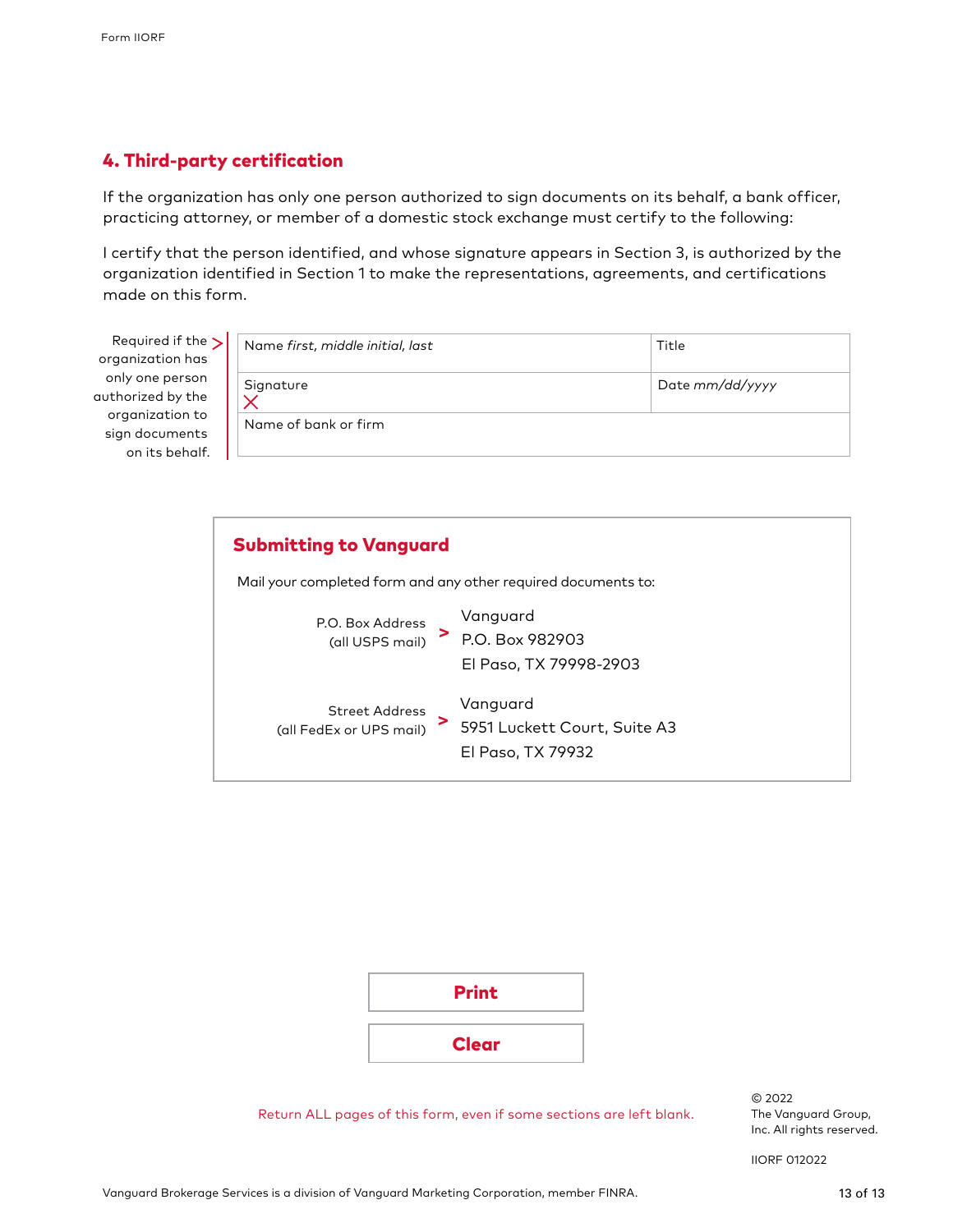## 4. Third-party certification

If the organization has only one person authorized to sign documents on its behalf, a bank officer, practicing attorney, or member of a domestic stock exchange must certify to the following:

I certify that the person identified, and whose signature appears in Section 3, is authorized by the organization identified in Section 1 to make the representations, agreements, and certifications made on this form.

Required if the organization has only one person authorized by the organization to sign documents on its behalf.

| | |
|---|---|
| Name *first, middle initial, last* | Title |
| Signature<br>X | Date *mm/dd/yyyy* |
| Name of bank or firm | |

## Submitting to Vanguard

Mail your completed form and any other required documents to:

P.O. Box Address (all USPS mail)
Vanguard
P.O. Box 982903
El Paso, TX 79998-2903

Street Address (all FedEx or UPS mail)
Vanguard
5951 Luckett Court, Suite A3
El Paso, TX 79932

Print

Clear

Return ALL pages of this form, even if some sections are left blank.

© 2022 The Vanguard Group, Inc. All rights reserved.

IIORF 012022

Vanguard Brokerage Services is a division of Vanguard Marketing Corporation, member FINRA.